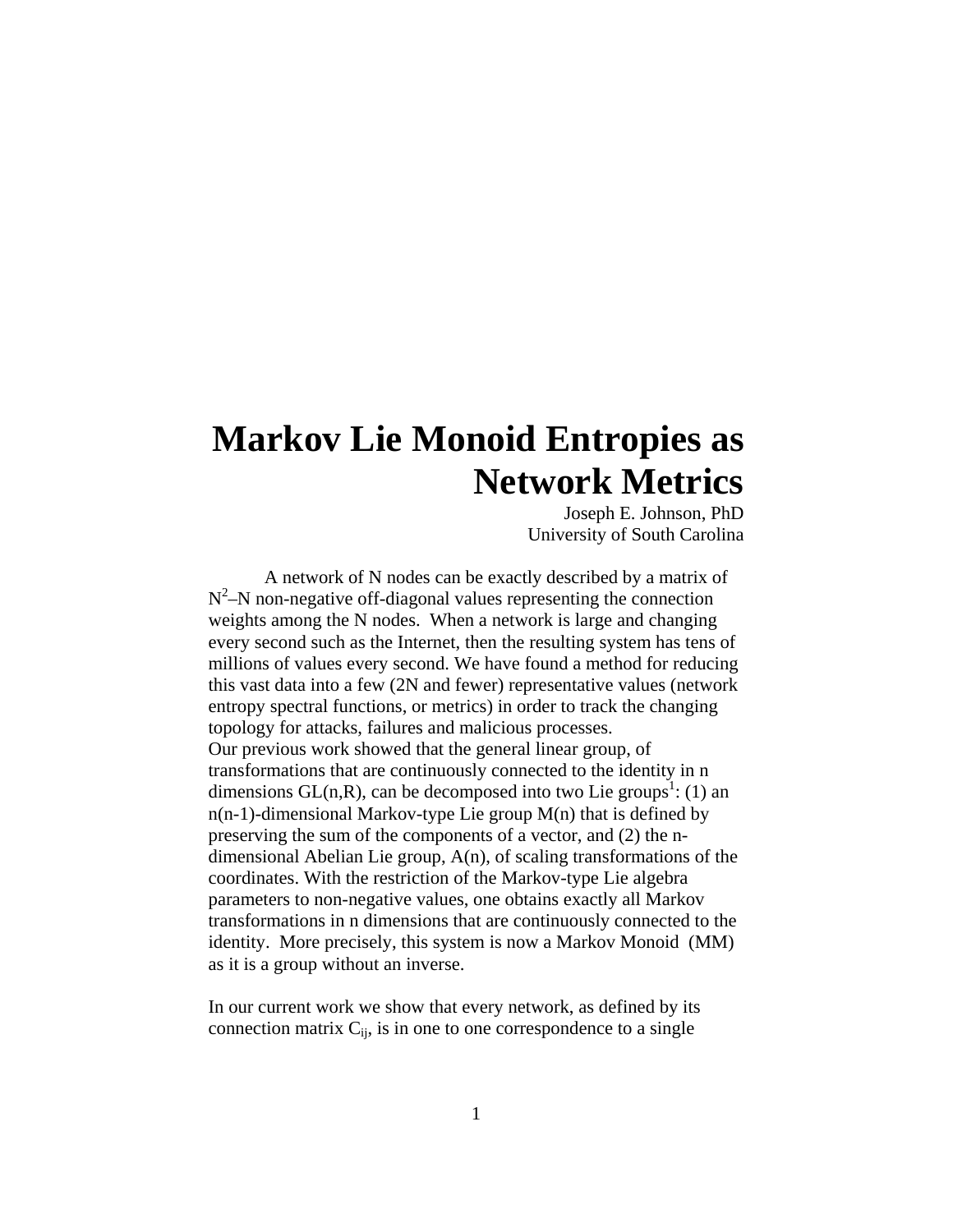# Markov Lie Monoid Entropies as Network Metrics

Joseph E. Johnson, PhD
University of South Carolina

A network of N nodes can be exactly described by a matrix of $N^2$–N non-negative off-diagonal values representing the connection weights among the N nodes. When a network is large and changing every second such as the Internet, then the resulting system has tens of millions of values every second. We have found a method for reducing this vast data into a few (2N and fewer) representative values (network entropy spectral functions, or metrics) in order to track the changing topology for attacks, failures and malicious processes.
Our previous work showed that the general linear group, of transformations that are continuously connected to the identity in n dimensions GL(n,R), can be decomposed into two Lie groups[1]: (1) an n(n-1)-dimensional Markov-type Lie group M(n) that is defined by preserving the sum of the components of a vector, and (2) the n-dimensional Abelian Lie group, A(n), of scaling transformations of the coordinates. With the restriction of the Markov-type Lie algebra parameters to non-negative values, one obtains exactly all Markov transformations in n dimensions that are continuously connected to the identity. More precisely, this system is now a Markov Monoid (MM) as it is a group without an inverse.

In our current work we show that every network, as defined by its connection matrix $C_{ij}$, is in one to one correspondence to a single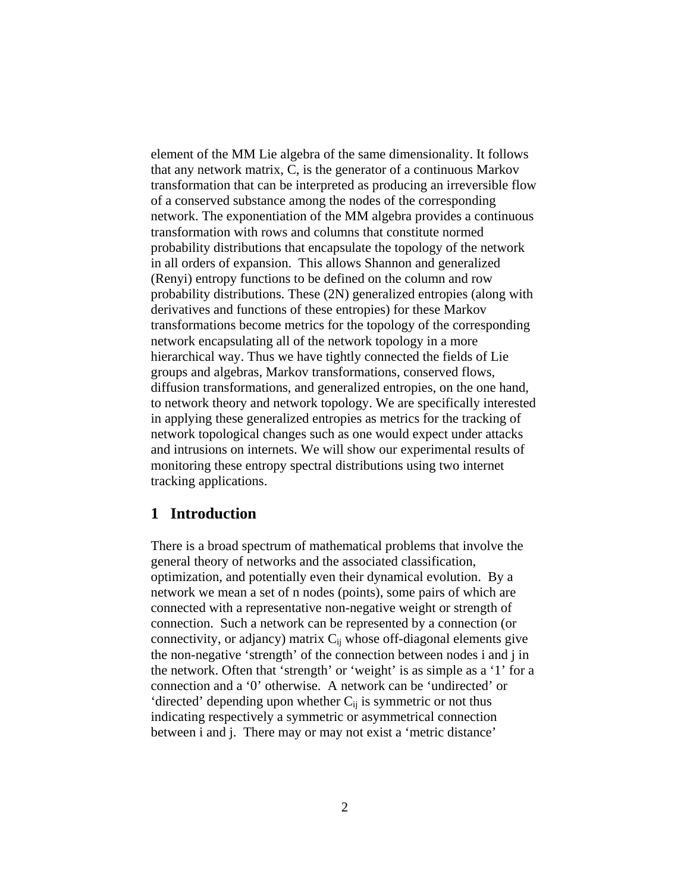element of the MM Lie algebra of the same dimensionality. It follows that any network matrix, C, is the generator of a continuous Markov transformation that can be interpreted as producing an irreversible flow of a conserved substance among the nodes of the corresponding network. The exponentiation of the MM algebra provides a continuous transformation with rows and columns that constitute normed probability distributions that encapsulate the topology of the network in all orders of expansion. This allows Shannon and generalized (Renyi) entropy functions to be defined on the column and row probability distributions. These (2N) generalized entropies (along with derivatives and functions of these entropies) for these Markov transformations become metrics for the topology of the corresponding network encapsulating all of the network topology in a more hierarchical way. Thus we have tightly connected the fields of Lie groups and algebras, Markov transformations, conserved flows, diffusion transformations, and generalized entropies, on the one hand, to network theory and network topology. We are specifically interested in applying these generalized entropies as metrics for the tracking of network topological changes such as one would expect under attacks and intrusions on internets. We will show our experimental results of monitoring these entropy spectral distributions using two internet tracking applications.

## 1 Introduction

There is a broad spectrum of mathematical problems that involve the general theory of networks and the associated classification, optimization, and potentially even their dynamical evolution. By a network we mean a set of n nodes (points), some pairs of which are connected with a representative non-negative weight or strength of connection. Such a network can be represented by a connection (or connectivity, or adjancy) matrix $C_{ij}$ whose off-diagonal elements give the non-negative 'strength' of the connection between nodes i and j in the network. Often that 'strength' or 'weight' is as simple as a '1' for a connection and a '0' otherwise. A network can be 'undirected' or 'directed' depending upon whether $C_{ij}$ is symmetric or not thus indicating respectively a symmetric or asymmetrical connection between i and j. There may or may not exist a 'metric distance'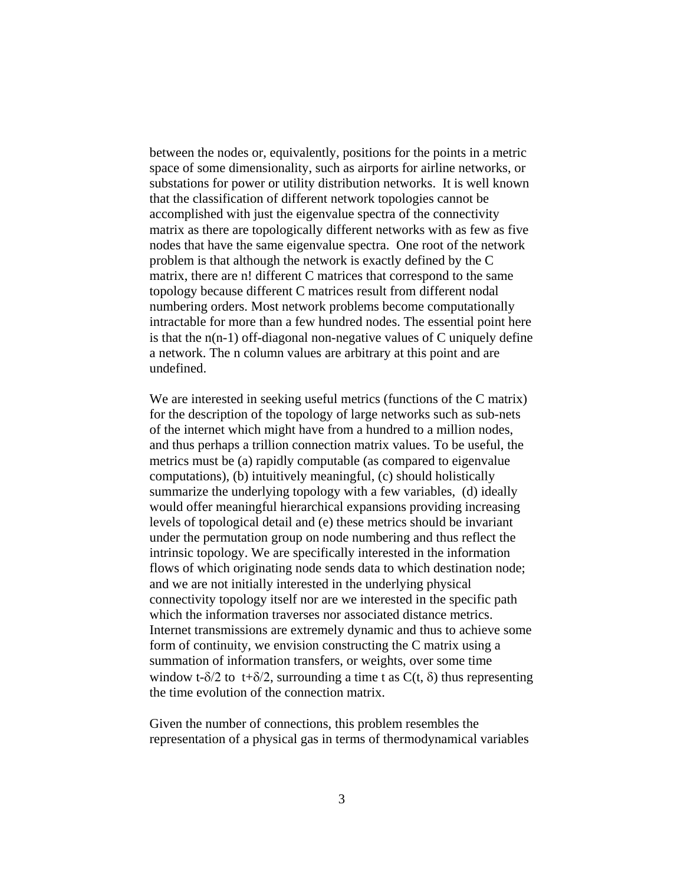between the nodes or, equivalently, positions for the points in a metric space of some dimensionality, such as airports for airline networks, or substations for power or utility distribution networks. It is well known that the classification of different network topologies cannot be accomplished with just the eigenvalue spectra of the connectivity matrix as there are topologically different networks with as few as five nodes that have the same eigenvalue spectra. One root of the network problem is that although the network is exactly defined by the C matrix, there are n! different C matrices that correspond to the same topology because different C matrices result from different nodal numbering orders. Most network problems become computationally intractable for more than a few hundred nodes. The essential point here is that the n(n-1) off-diagonal non-negative values of C uniquely define a network. The n column values are arbitrary at this point and are undefined.

We are interested in seeking useful metrics (functions of the C matrix) for the description of the topology of large networks such as sub-nets of the internet which might have from a hundred to a million nodes, and thus perhaps a trillion connection matrix values. To be useful, the metrics must be (a) rapidly computable (as compared to eigenvalue computations), (b) intuitively meaningful, (c) should holistically summarize the underlying topology with a few variables, (d) ideally would offer meaningful hierarchical expansions providing increasing levels of topological detail and (e) these metrics should be invariant under the permutation group on node numbering and thus reflect the intrinsic topology. We are specifically interested in the information flows of which originating node sends data to which destination node; and we are not initially interested in the underlying physical connectivity topology itself nor are we interested in the specific path which the information traverses nor associated distance metrics. Internet transmissions are extremely dynamic and thus to achieve some form of continuity, we envision constructing the C matrix using a summation of information transfers, or weights, over some time window $t-\delta/2$ to $t+\delta/2$, surrounding a time t as $C(t, \delta)$ thus representing the time evolution of the connection matrix.

Given the number of connections, this problem resembles the representation of a physical gas in terms of thermodynamical variables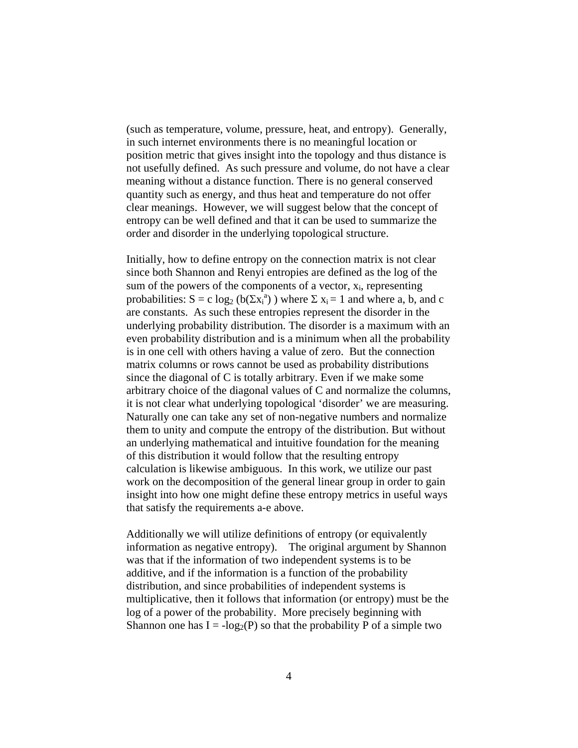(such as temperature, volume, pressure, heat, and entropy). Generally, in such internet environments there is no meaningful location or position metric that gives insight into the topology and thus distance is not usefully defined. As such pressure and volume, do not have a clear meaning without a distance function. There is no general conserved quantity such as energy, and thus heat and temperature do not offer clear meanings. However, we will suggest below that the concept of entropy can be well defined and that it can be used to summarize the order and disorder in the underlying topological structure.

Initially, how to define entropy on the connection matrix is not clear since both Shannon and Renyi entropies are defined as the log of the sum of the powers of the components of a vector, $x_i$, representing probabilities: $S = c \log_2 (b(\Sigma x_i^a))$ where $\Sigma x_i = 1$ and where a, b, and c are constants. As such these entropies represent the disorder in the underlying probability distribution. The disorder is a maximum with an even probability distribution and is a minimum when all the probability is in one cell with others having a value of zero. But the connection matrix columns or rows cannot be used as probability distributions since the diagonal of C is totally arbitrary. Even if we make some arbitrary choice of the diagonal values of C and normalize the columns, it is not clear what underlying topological 'disorder' we are measuring. Naturally one can take any set of non-negative numbers and normalize them to unity and compute the entropy of the distribution. But without an underlying mathematical and intuitive foundation for the meaning of this distribution it would follow that the resulting entropy calculation is likewise ambiguous. In this work, we utilize our past work on the decomposition of the general linear group in order to gain insight into how one might define these entropy metrics in useful ways that satisfy the requirements a-e above.

Additionally we will utilize definitions of entropy (or equivalently information as negative entropy). The original argument by Shannon was that if the information of two independent systems is to be additive, and if the information is a function of the probability distribution, and since probabilities of independent systems is multiplicative, then it follows that information (or entropy) must be the log of a power of the probability. More precisely beginning with Shannon one has $I = -\log_2(P)$ so that the probability P of a simple two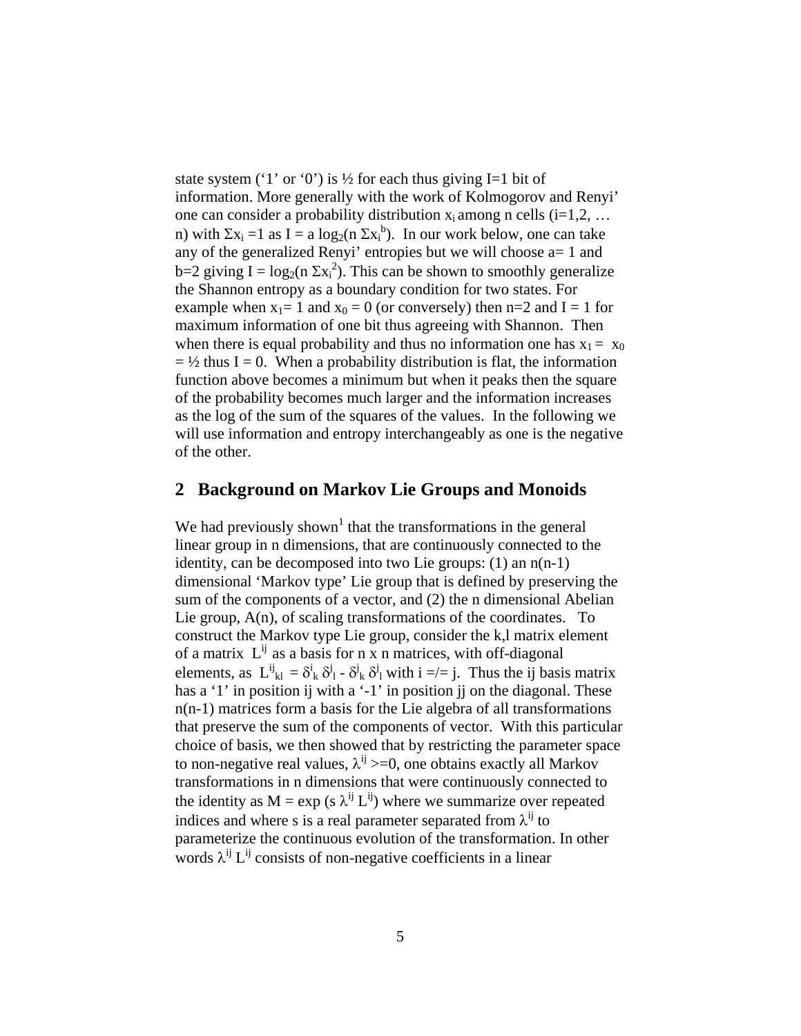state system (‘1’ or ‘0’) is ½ for each thus giving I=1 bit of information. More generally with the work of Kolmogorov and Renyi’ one can consider a probability distribution $x_i$ among n cells (i=1,2, … n) with $\Sigma x_i = 1$ as $I = a \log_2(n \Sigma x_i^b)$. In our work below, one can take any of the generalized Renyi’ entropies but we will choose a= 1 and b=2 giving $I = \log_2(n \Sigma x_i^2)$. This can be shown to smoothly generalize the Shannon entropy as a boundary condition for two states. For example when $x_1 = 1$ and $x_0 = 0$ (or conversely) then n=2 and I = 1 for maximum information of one bit thus agreeing with Shannon. Then when there is equal probability and thus no information one has $x_1 = x_0 = ½$ thus I = 0. When a probability distribution is flat, the information function above becomes a minimum but when it peaks then the square of the probability becomes much larger and the information increases as the log of the sum of the squares of the values. In the following we will use information and entropy interchangeably as one is the negative of the other.

## 2 Background on Markov Lie Groups and Monoids

We had previously shown[1] that the transformations in the general linear group in n dimensions, that are continuously connected to the identity, can be decomposed into two Lie groups: (1) an n(n-1) dimensional ‘Markov type’ Lie group that is defined by preserving the sum of the components of a vector, and (2) the n dimensional Abelian Lie group, A(n), of scaling transformations of the coordinates. To construct the Markov type Lie group, consider the k,l matrix element of a matrix $L^{ij}$ as a basis for n x n matrices, with off-diagonal elements, as $L^{ij}_{kl} = \delta^i_k \delta^j_l - \delta^j_k \delta^j_l$ with i =/= j. Thus the ij basis matrix has a ‘1’ in position ij with a ‘-1’ in position jj on the diagonal. These n(n-1) matrices form a basis for the Lie algebra of all transformations that preserve the sum of the components of vector. With this particular choice of basis, we then showed that by restricting the parameter space to non-negative real values, $\lambda^{ij} >= 0$, one obtains exactly all Markov transformations in n dimensions that were continuously connected to the identity as $M = \exp(s \lambda^{ij} L^{ij})$ where we summarize over repeated indices and where s is a real parameter separated from $\lambda^{ij}$ to parameterize the continuous evolution of the transformation. In other words $\lambda^{ij} L^{ij}$ consists of non-negative coefficients in a linear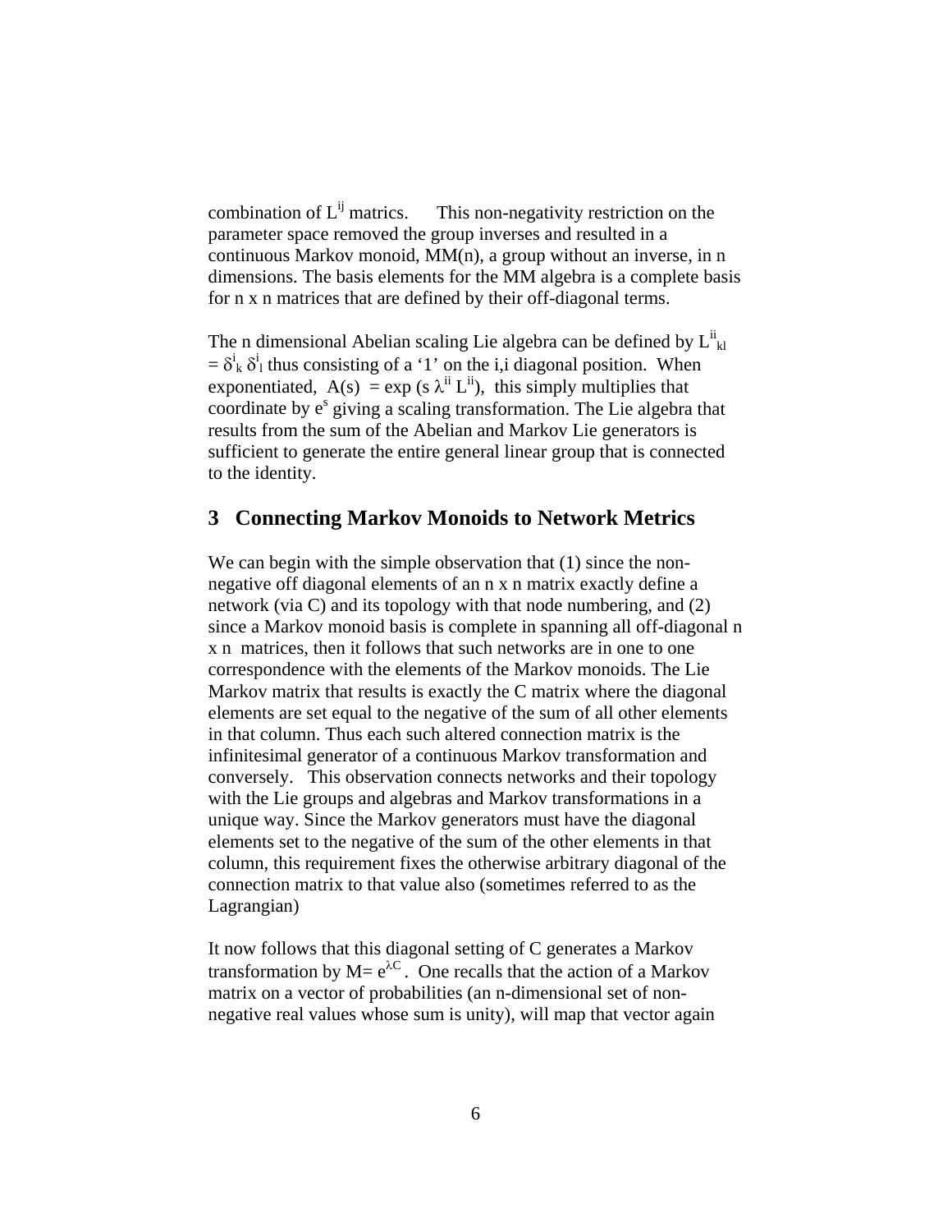combination of $L^{ij}$ matrices. This non-negativity restriction on the parameter space removed the group inverses and resulted in a continuous Markov monoid, MM(n), a group without an inverse, in n dimensions. The basis elements for the MM algebra is a complete basis for n x n matrices that are defined by their off-diagonal terms.

The n dimensional Abelian scaling Lie algebra can be defined by $L^{ii}{}_{kl} = \delta^i{}_k \delta^i{}_l$ thus consisting of a '1' on the i,i diagonal position. When exponentiated, $A(s) = \exp(s\, \lambda^{ii} L^{ii})$, this simply multiplies that coordinate by $e^s$ giving a scaling transformation. The Lie algebra that results from the sum of the Abelian and Markov Lie generators is sufficient to generate the entire general linear group that is connected to the identity.

## 3 Connecting Markov Monoids to Network Metrics

We can begin with the simple observation that (1) since the non-negative off diagonal elements of an n x n matrix exactly define a network (via C) and its topology with that node numbering, and (2) since a Markov monoid basis is complete in spanning all off-diagonal n x n matrices, then it follows that such networks are in one to one correspondence with the elements of the Markov monoids. The Lie Markov matrix that results is exactly the C matrix where the diagonal elements are set equal to the negative of the sum of all other elements in that column. Thus each such altered connection matrix is the infinitesimal generator of a continuous Markov transformation and conversely. This observation connects networks and their topology with the Lie groups and algebras and Markov transformations in a unique way. Since the Markov generators must have the diagonal elements set to the negative of the sum of the other elements in that column, this requirement fixes the otherwise arbitrary diagonal of the connection matrix to that value also (sometimes referred to as the Lagrangian)

It now follows that this diagonal setting of C generates a Markov transformation by $M = e^{\lambda C}$. One recalls that the action of a Markov matrix on a vector of probabilities (an n-dimensional set of non-negative real values whose sum is unity), will map that vector again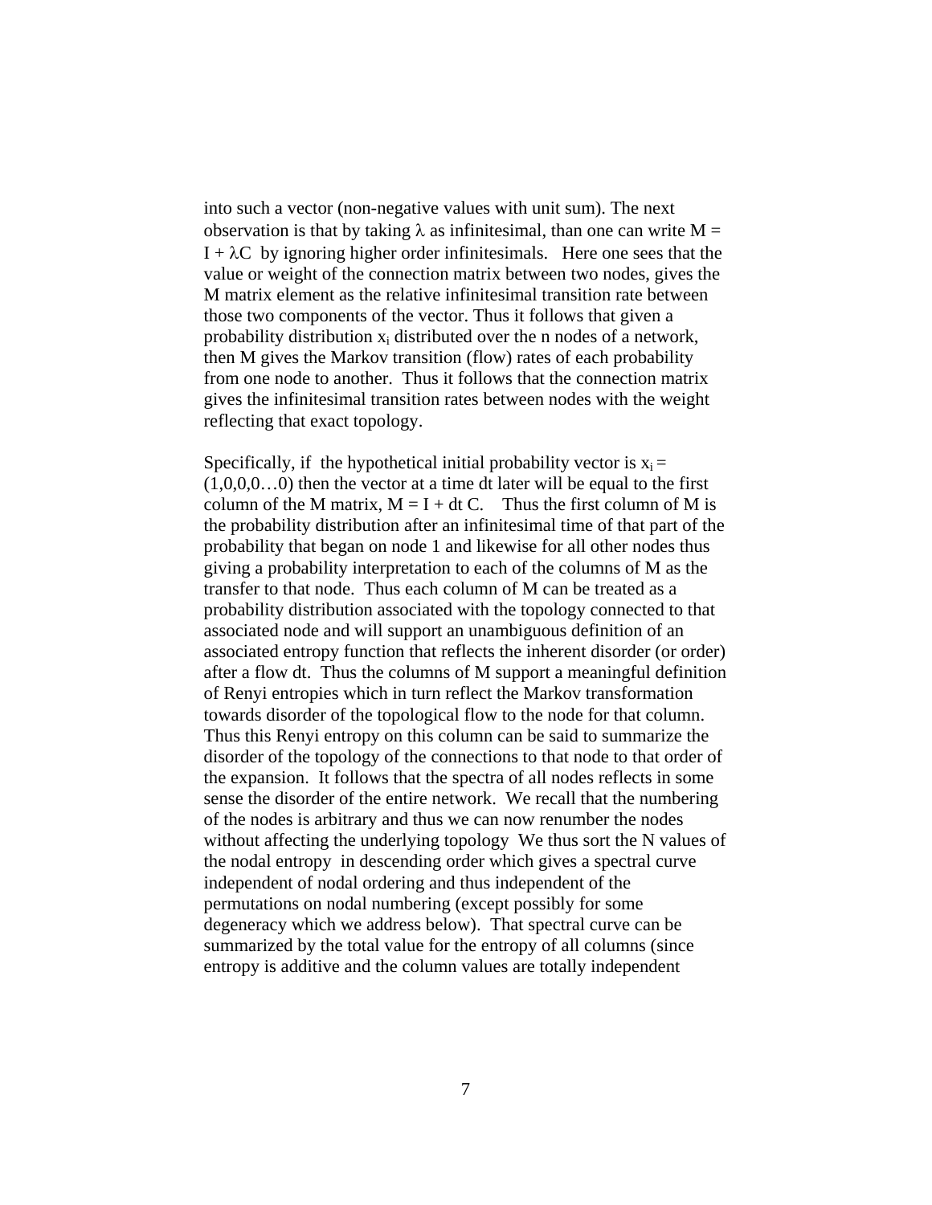into such a vector (non-negative values with unit sum). The next observation is that by taking $\lambda$ as infinitesimal, than one can write $M = I + \lambda C$ by ignoring higher order infinitesimals. Here one sees that the value or weight of the connection matrix between two nodes, gives the M matrix element as the relative infinitesimal transition rate between those two components of the vector. Thus it follows that given a probability distribution $x_i$ distributed over the n nodes of a network, then M gives the Markov transition (flow) rates of each probability from one node to another. Thus it follows that the connection matrix gives the infinitesimal transition rates between nodes with the weight reflecting that exact topology.

Specifically, if the hypothetical initial probability vector is $x_i = (1,0,0,0\ldots0)$ then the vector at a time dt later will be equal to the first column of the M matrix, $M = I + dt\, C$. Thus the first column of M is the probability distribution after an infinitesimal time of that part of the probability that began on node 1 and likewise for all other nodes thus giving a probability interpretation to each of the columns of M as the transfer to that node. Thus each column of M can be treated as a probability distribution associated with the topology connected to that associated node and will support an unambiguous definition of an associated entropy function that reflects the inherent disorder (or order) after a flow dt. Thus the columns of M support a meaningful definition of Renyi entropies which in turn reflect the Markov transformation towards disorder of the topological flow to the node for that column. Thus this Renyi entropy on this column can be said to summarize the disorder of the topology of the connections to that node to that order of the expansion. It follows that the spectra of all nodes reflects in some sense the disorder of the entire network. We recall that the numbering of the nodes is arbitrary and thus we can now renumber the nodes without affecting the underlying topology We thus sort the N values of the nodal entropy in descending order which gives a spectral curve independent of nodal ordering and thus independent of the permutations on nodal numbering (except possibly for some degeneracy which we address below). That spectral curve can be summarized by the total value for the entropy of all columns (since entropy is additive and the column values are totally independent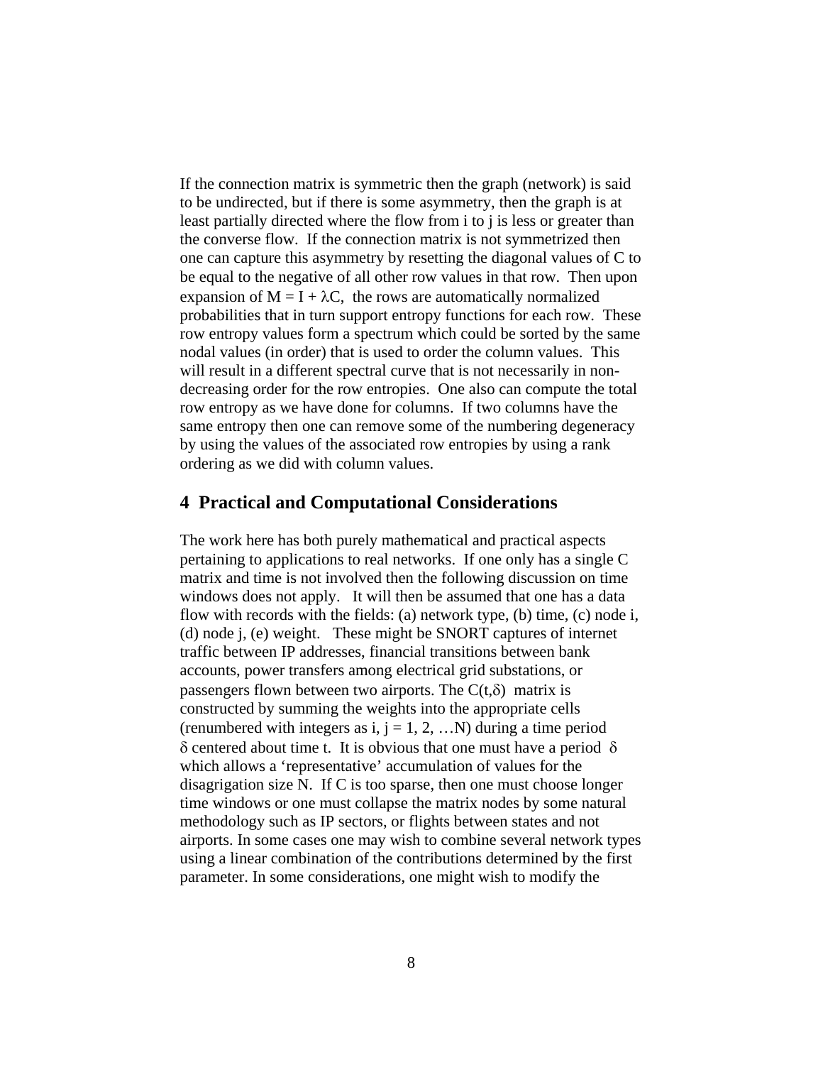If the connection matrix is symmetric then the graph (network) is said to be undirected, but if there is some asymmetry, then the graph is at least partially directed where the flow from i to j is less or greater than the converse flow. If the connection matrix is not symmetrized then one can capture this asymmetry by resetting the diagonal values of C to be equal to the negative of all other row values in that row. Then upon expansion of $M = I + \lambda C$, the rows are automatically normalized probabilities that in turn support entropy functions for each row. These row entropy values form a spectrum which could be sorted by the same nodal values (in order) that is used to order the column values. This will result in a different spectral curve that is not necessarily in non-decreasing order for the row entropies. One also can compute the total row entropy as we have done for columns. If two columns have the same entropy then one can remove some of the numbering degeneracy by using the values of the associated row entropies by using a rank ordering as we did with column values.

## 4 Practical and Computational Considerations

The work here has both purely mathematical and practical aspects pertaining to applications to real networks. If one only has a single C matrix and time is not involved then the following discussion on time windows does not apply. It will then be assumed that one has a data flow with records with the fields: (a) network type, (b) time, (c) node i, (d) node j, (e) weight. These might be SNORT captures of internet traffic between IP addresses, financial transitions between bank accounts, power transfers among electrical grid substations, or passengers flown between two airports. The $C(t,\delta)$ matrix is constructed by summing the weights into the appropriate cells (renumbered with integers as $i, j = 1, 2, \ldots N$) during a time period $\delta$ centered about time t. It is obvious that one must have a period $\delta$ which allows a 'representative' accumulation of values for the disagrigation size N. If C is too sparse, then one must choose longer time windows or one must collapse the matrix nodes by some natural methodology such as IP sectors, or flights between states and not airports. In some cases one may wish to combine several network types using a linear combination of the contributions determined by the first parameter. In some considerations, one might wish to modify the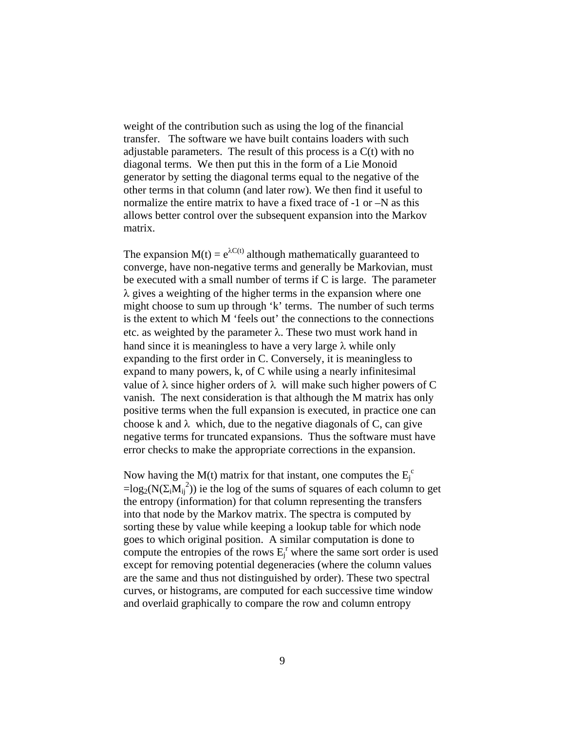weight of the contribution such as using the log of the financial transfer. The software we have built contains loaders with such adjustable parameters. The result of this process is a $C(t)$ with no diagonal terms. We then put this in the form of a Lie Monoid generator by setting the diagonal terms equal to the negative of the other terms in that column (and later row). We then find it useful to normalize the entire matrix to have a fixed trace of -1 or $-N$ as this allows better control over the subsequent expansion into the Markov matrix.

The expansion $M(t) = e^{\lambda C(t)}$ although mathematically guaranteed to converge, have non-negative terms and generally be Markovian, must be executed with a small number of terms if C is large. The parameter $\lambda$ gives a weighting of the higher terms in the expansion where one might choose to sum up through 'k' terms. The number of such terms is the extent to which M 'feels out' the connections to the connections etc. as weighted by the parameter $\lambda$. These two must work hand in hand since it is meaningless to have a very large $\lambda$ while only expanding to the first order in C. Conversely, it is meaningless to expand to many powers, k, of C while using a nearly infinitesimal value of $\lambda$ since higher orders of $\lambda$ will make such higher powers of C vanish. The next consideration is that although the M matrix has only positive terms when the full expansion is executed, in practice one can choose k and $\lambda$ which, due to the negative diagonals of C, can give negative terms for truncated expansions. Thus the software must have error checks to make the appropriate corrections in the expansion.

Now having the $M(t)$ matrix for that instant, one computes the $E_j^c = \log_2(N(\Sigma_i M_{ij}^2))$ ie the log of the sums of squares of each column to get the entropy (information) for that column representing the transfers into that node by the Markov matrix. The spectra is computed by sorting these by value while keeping a lookup table for which node goes to which original position. A similar computation is done to compute the entropies of the rows $E_j^r$ where the same sort order is used except for removing potential degeneracies (where the column values are the same and thus not distinguished by order). These two spectral curves, or histograms, are computed for each successive time window and overlaid graphically to compare the row and column entropy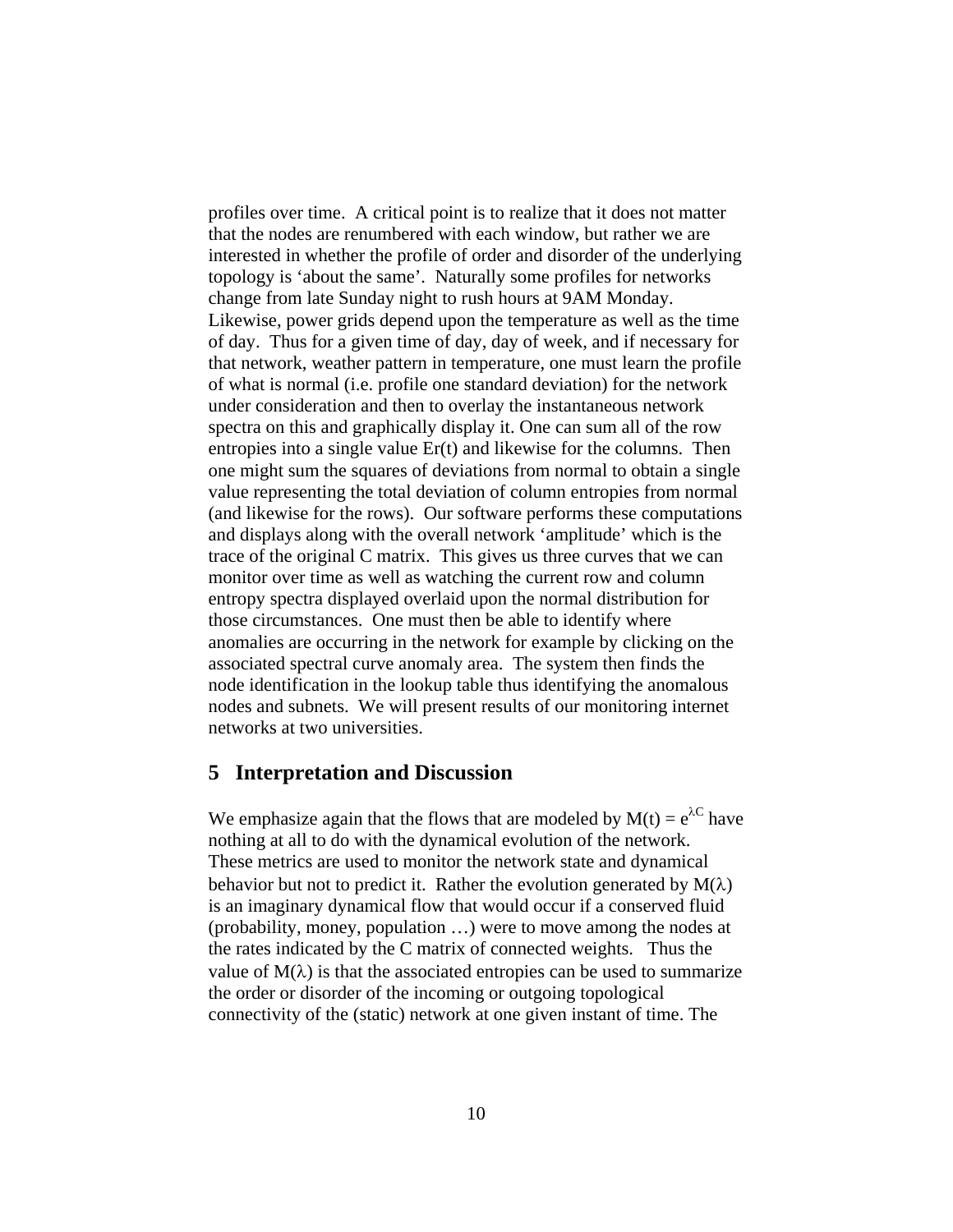profiles over time. A critical point is to realize that it does not matter that the nodes are renumbered with each window, but rather we are interested in whether the profile of order and disorder of the underlying topology is 'about the same'. Naturally some profiles for networks change from late Sunday night to rush hours at 9AM Monday. Likewise, power grids depend upon the temperature as well as the time of day. Thus for a given time of day, day of week, and if necessary for that network, weather pattern in temperature, one must learn the profile of what is normal (i.e. profile one standard deviation) for the network under consideration and then to overlay the instantaneous network spectra on this and graphically display it. One can sum all of the row entropies into a single value $Er(t)$ and likewise for the columns. Then one might sum the squares of deviations from normal to obtain a single value representing the total deviation of column entropies from normal (and likewise for the rows). Our software performs these computations and displays along with the overall network 'amplitude' which is the trace of the original C matrix. This gives us three curves that we can monitor over time as well as watching the current row and column entropy spectra displayed overlaid upon the normal distribution for those circumstances. One must then be able to identify where anomalies are occurring in the network for example by clicking on the associated spectral curve anomaly area. The system then finds the node identification in the lookup table thus identifying the anomalous nodes and subnets. We will present results of our monitoring internet networks at two universities.

## 5 Interpretation and Discussion

We emphasize again that the flows that are modeled by $M(t) = e^{\lambda C}$ have nothing at all to do with the dynamical evolution of the network. These metrics are used to monitor the network state and dynamical behavior but not to predict it. Rather the evolution generated by $M(\lambda)$ is an imaginary dynamical flow that would occur if a conserved fluid (probability, money, population …) were to move among the nodes at the rates indicated by the C matrix of connected weights. Thus the value of $M(\lambda)$ is that the associated entropies can be used to summarize the order or disorder of the incoming or outgoing topological connectivity of the (static) network at one given instant of time. The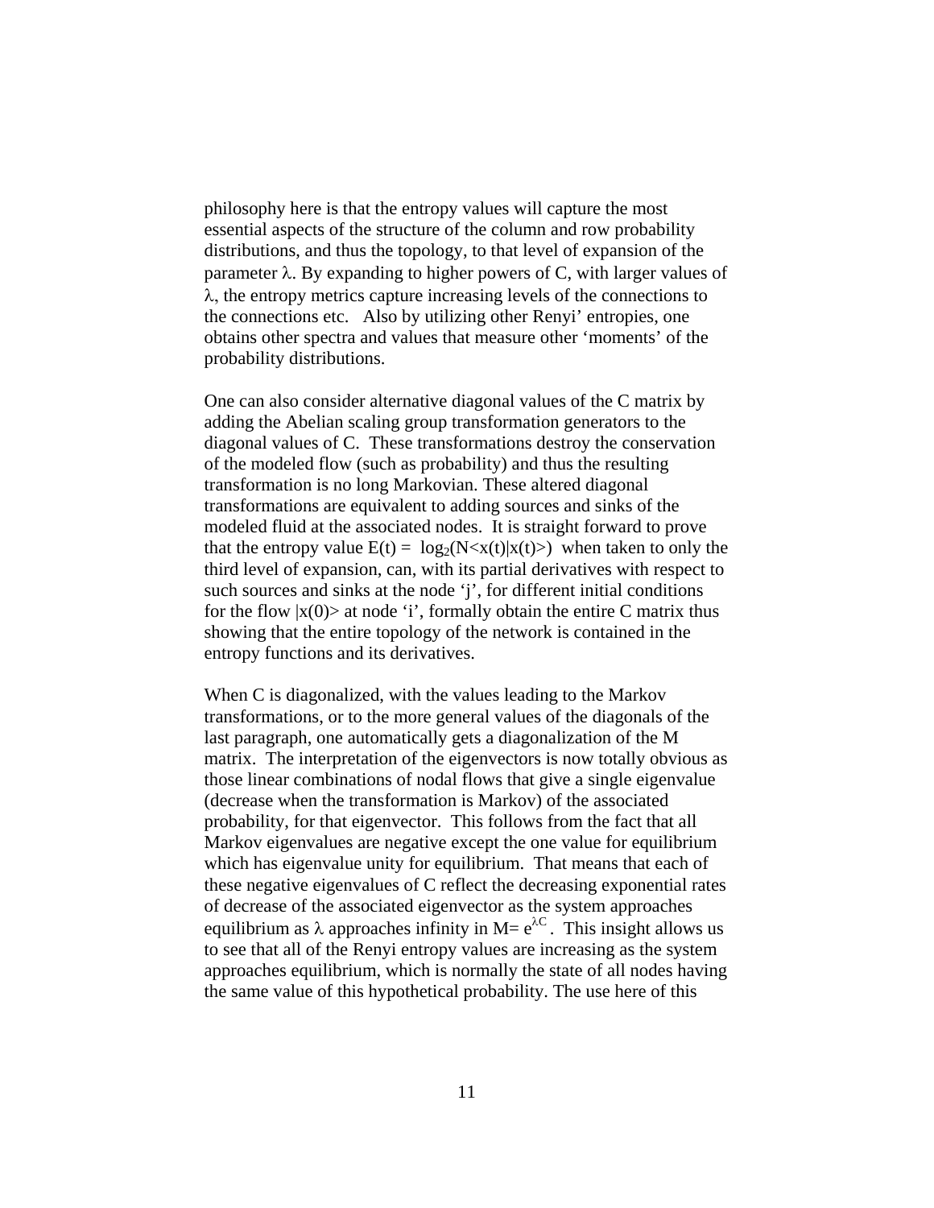philosophy here is that the entropy values will capture the most essential aspects of the structure of the column and row probability distributions, and thus the topology, to that level of expansion of the parameter $\lambda$. By expanding to higher powers of C, with larger values of $\lambda$, the entropy metrics capture increasing levels of the connections to the connections etc. Also by utilizing other Renyi' entropies, one obtains other spectra and values that measure other 'moments' of the probability distributions.

One can also consider alternative diagonal values of the C matrix by adding the Abelian scaling group transformation generators to the diagonal values of C. These transformations destroy the conservation of the modeled flow (such as probability) and thus the resulting transformation is no long Markovian. These altered diagonal transformations are equivalent to adding sources and sinks of the modeled fluid at the associated nodes. It is straight forward to prove that the entropy value $E(t) = \log_2(N\langle x(t)|x(t)\rangle)$ when taken to only the third level of expansion, can, with its partial derivatives with respect to such sources and sinks at the node 'j', for different initial conditions for the flow $|x(0)\rangle$ at node 'i', formally obtain the entire C matrix thus showing that the entire topology of the network is contained in the entropy functions and its derivatives.

When C is diagonalized, with the values leading to the Markov transformations, or to the more general values of the diagonals of the last paragraph, one automatically gets a diagonalization of the M matrix. The interpretation of the eigenvectors is now totally obvious as those linear combinations of nodal flows that give a single eigenvalue (decrease when the transformation is Markov) of the associated probability, for that eigenvector. This follows from the fact that all Markov eigenvalues are negative except the one value for equilibrium which has eigenvalue unity for equilibrium. That means that each of these negative eigenvalues of C reflect the decreasing exponential rates of decrease of the associated eigenvector as the system approaches equilibrium as $\lambda$ approaches infinity in $M= e^{\lambda C}$. This insight allows us to see that all of the Renyi entropy values are increasing as the system approaches equilibrium, which is normally the state of all nodes having the same value of this hypothetical probability. The use here of this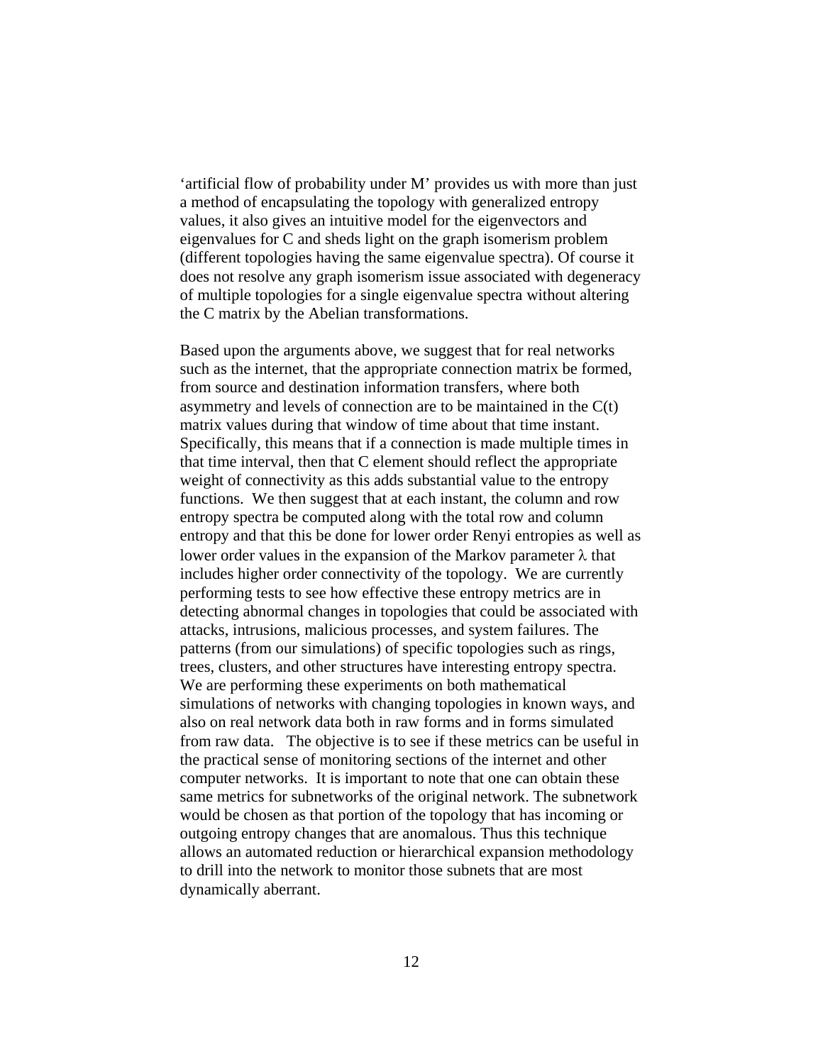'artificial flow of probability under M' provides us with more than just a method of encapsulating the topology with generalized entropy values, it also gives an intuitive model for the eigenvectors and eigenvalues for C and sheds light on the graph isomerism problem (different topologies having the same eigenvalue spectra). Of course it does not resolve any graph isomerism issue associated with degeneracy of multiple topologies for a single eigenvalue spectra without altering the C matrix by the Abelian transformations.

Based upon the arguments above, we suggest that for real networks such as the internet, that the appropriate connection matrix be formed, from source and destination information transfers, where both asymmetry and levels of connection are to be maintained in the C(t) matrix values during that window of time about that time instant. Specifically, this means that if a connection is made multiple times in that time interval, then that C element should reflect the appropriate weight of connectivity as this adds substantial value to the entropy functions. We then suggest that at each instant, the column and row entropy spectra be computed along with the total row and column entropy and that this be done for lower order Renyi entropies as well as lower order values in the expansion of the Markov parameter $\lambda$ that includes higher order connectivity of the topology. We are currently performing tests to see how effective these entropy metrics are in detecting abnormal changes in topologies that could be associated with attacks, intrusions, malicious processes, and system failures. The patterns (from our simulations) of specific topologies such as rings, trees, clusters, and other structures have interesting entropy spectra. We are performing these experiments on both mathematical simulations of networks with changing topologies in known ways, and also on real network data both in raw forms and in forms simulated from raw data. The objective is to see if these metrics can be useful in the practical sense of monitoring sections of the internet and other computer networks. It is important to note that one can obtain these same metrics for subnetworks of the original network. The subnetwork would be chosen as that portion of the topology that has incoming or outgoing entropy changes that are anomalous. Thus this technique allows an automated reduction or hierarchical expansion methodology to drill into the network to monitor those subnets that are most dynamically aberrant.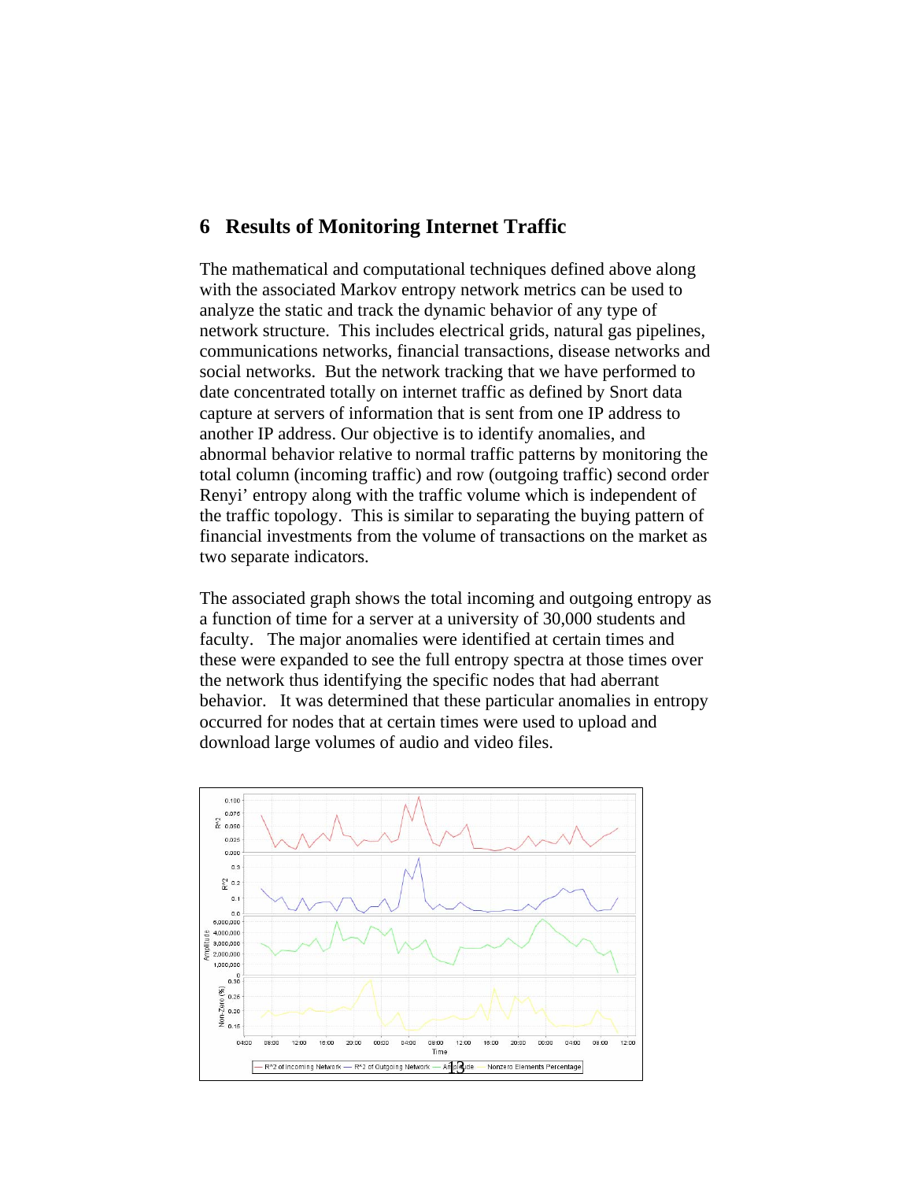## 6 Results of Monitoring Internet Traffic

The mathematical and computational techniques defined above along with the associated Markov entropy network metrics can be used to analyze the static and track the dynamic behavior of any type of network structure. This includes electrical grids, natural gas pipelines, communications networks, financial transactions, disease networks and social networks. But the network tracking that we have performed to date concentrated totally on internet traffic as defined by Snort data capture at servers of information that is sent from one IP address to another IP address. Our objective is to identify anomalies, and abnormal behavior relative to normal traffic patterns by monitoring the total column (incoming traffic) and row (outgoing traffic) second order Renyi' entropy along with the traffic volume which is independent of the traffic topology. This is similar to separating the buying pattern of financial investments from the volume of transactions on the market as two separate indicators.

The associated graph shows the total incoming and outgoing entropy as a function of time for a server at a university of 30,000 students and faculty. The major anomalies were identified at certain times and these were expanded to see the full entropy spectra at those times over the network thus identifying the specific nodes that had aberrant behavior. It was determined that these particular anomalies in entropy occurred for nodes that at certain times were used to upload and download large volumes of audio and video files.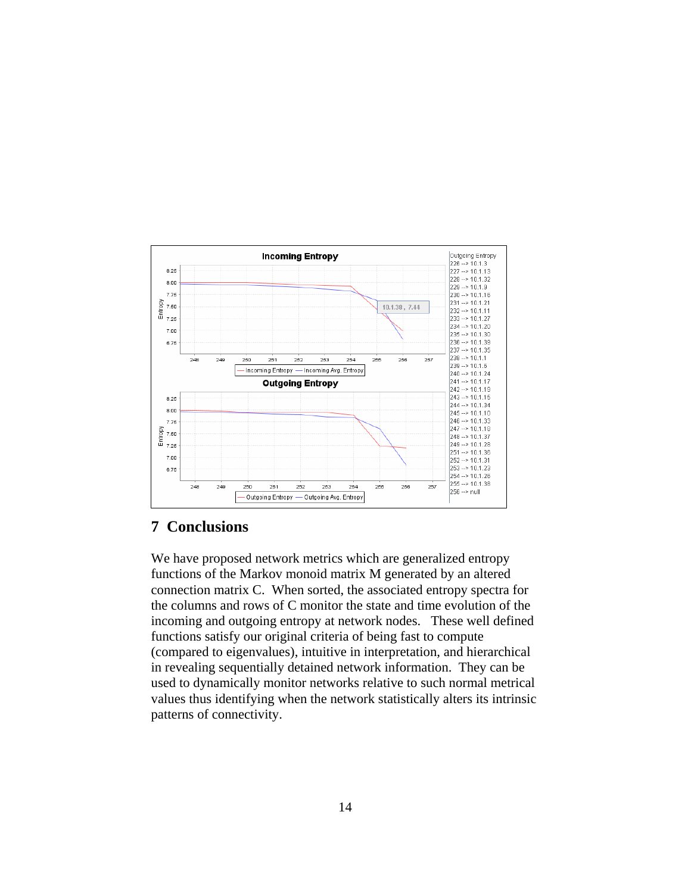## 7 Conclusions

We have proposed network metrics which are generalized entropy functions of the Markov monoid matrix M generated by an altered connection matrix C. When sorted, the associated entropy spectra for the columns and rows of C monitor the state and time evolution of the incoming and outgoing entropy at network nodes. These well defined functions satisfy our original criteria of being fast to compute (compared to eigenvalues), intuitive in interpretation, and hierarchical in revealing sequentially detained network information. They can be used to dynamically monitor networks relative to such normal metrical values thus identifying when the network statistically alters its intrinsic patterns of connectivity.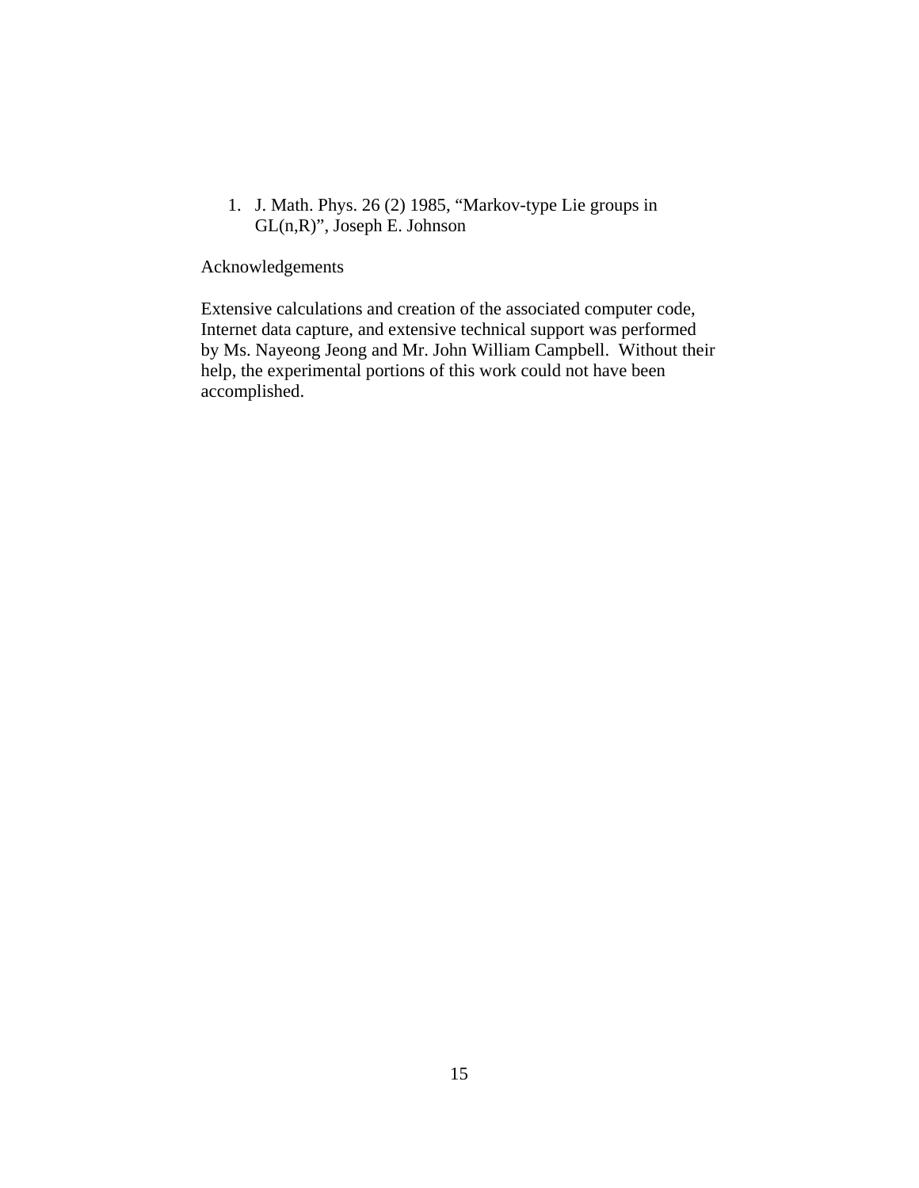1. J. Math. Phys. 26 (2) 1985, “Markov-type Lie groups in GL(n,R)”, Joseph E. Johnson

## Acknowledgements

Extensive calculations and creation of the associated computer code, Internet data capture, and extensive technical support was performed by Ms. Nayeong Jeong and Mr. John William Campbell. Without their help, the experimental portions of this work could not have been accomplished.